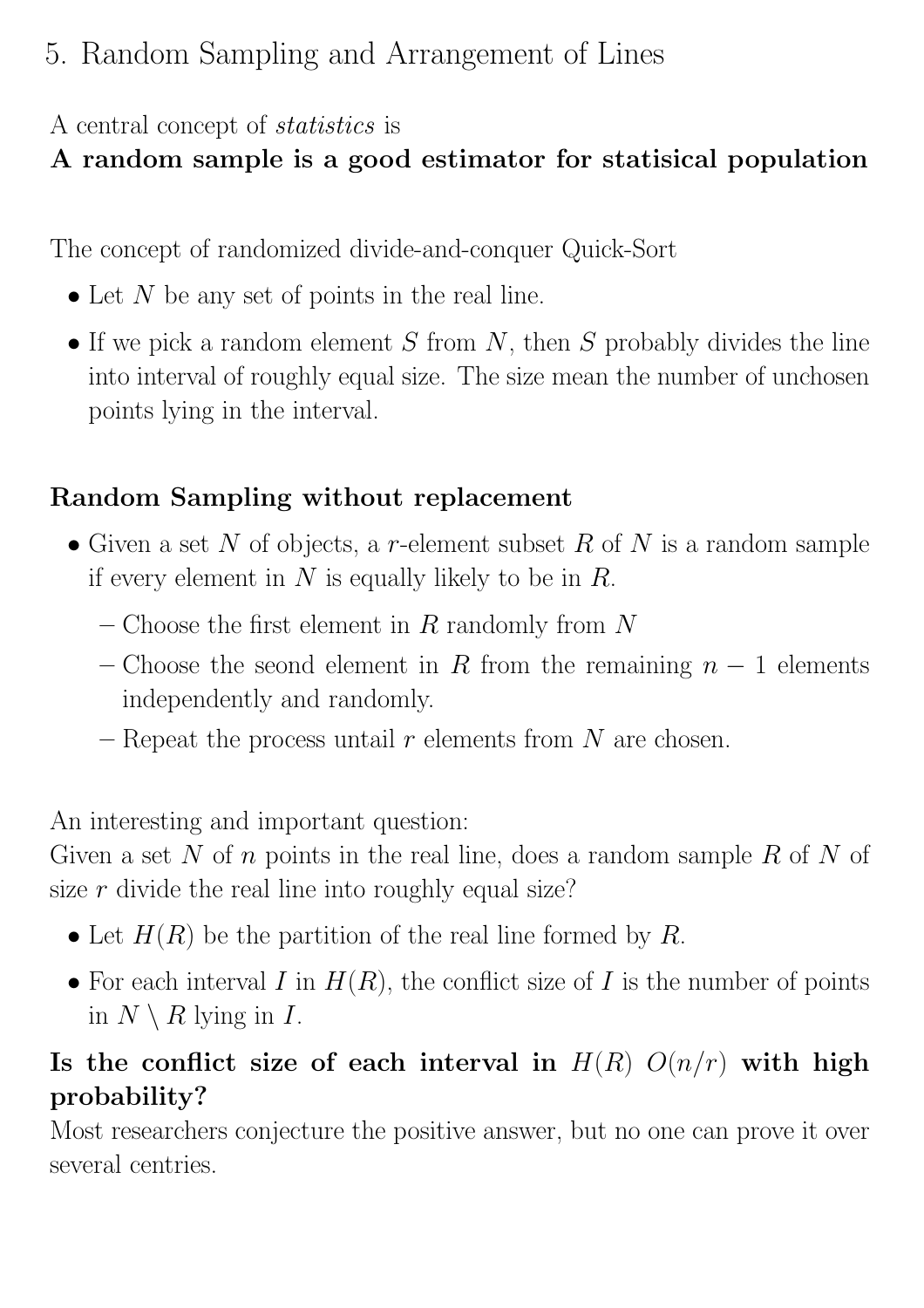# 5. Random Sampling and Arrangement of Lines

A central concept of *statistics* is
**A random sample is a good estimator for statisical population**

The concept of randomized divide-and-conquer Quick-Sort

- Let $N$ be any set of points in the real line.
- If we pick a random element $S$ from $N$, then $S$ probably divides the line into interval of roughly equal size. The size mean the number of unchosen points lying in the interval.

**Random Sampling without replacement**

- Given a set $N$ of objects, a $r$-element subset $R$ of $N$ is a random sample if every element in $N$ is equally likely to be in $R$.
  - Choose the first element in $R$ randomly from $N$
  - Choose the seond element in $R$ from the remaining $n - 1$ elements independently and randomly.
  - Repeat the process untail $r$ elements from $N$ are chosen.

An interesting and important question:
Given a set $N$ of $n$ points in the real line, does a random sample $R$ of $N$ of size $r$ divide the real line into roughly equal size?

- Let $H(R)$ be the partition of the real line formed by $R$.
- For each interval $I$ in $H(R)$, the conflict size of $I$ is the number of points in $N \setminus R$ lying in $I$.

**Is the conflict size of each interval in $H(R)$ $O(n/r)$ with high probability?**
Most researchers conjecture the positive answer, but no one can prove it over several centries.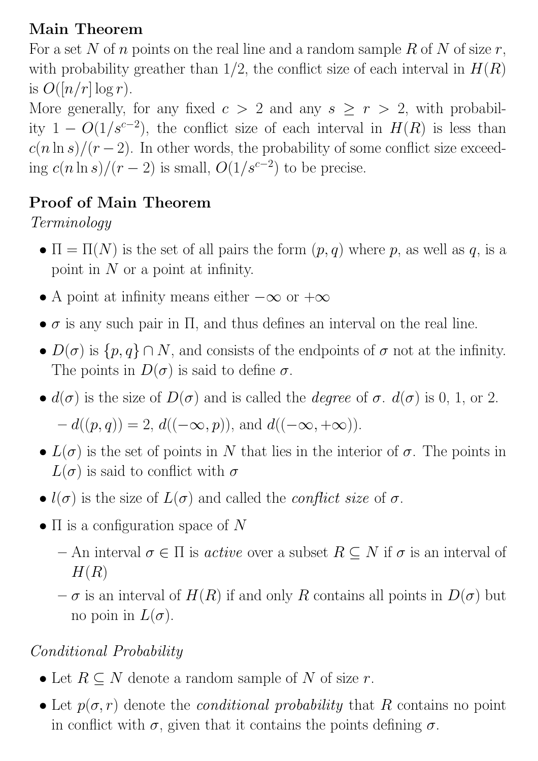**Main Theorem**

For a set $N$ of $n$ points on the real line and a random sample $R$ of $N$ of size $r$, with probability greather than 1/2, the conflict size of each interval in $H(R)$ is $O([n/r] \log r)$.

More generally, for any fixed $c > 2$ and any $s \geq r > 2$, with probability $1 - O(1/s^{c-2})$, the conflict size of each interval in $H(R)$ is less than $c(n \ln s)/(r-2)$. In other words, the probability of some conflict size exceeding $c(n \ln s)/(r-2)$ is small, $O(1/s^{c-2})$ to be precise.

**Proof of Main Theorem**

*Terminology*

- $\Pi = \Pi(N)$ is the set of all pairs the form $(p, q)$ where $p$, as well as $q$, is a point in $N$ or a point at infinity.
- A point at infinity means either $-\infty$ or $+\infty$
- $\sigma$ is any such pair in $\Pi$, and thus defines an interval on the real line.
- $D(\sigma)$ is $\{p, q\} \cap N$, and consists of the endpoints of $\sigma$ not at the infinity. The points in $D(\sigma)$ is said to define $\sigma$.
- $d(\sigma)$ is the size of $D(\sigma)$ and is called the *degree* of $\sigma$. $d(\sigma)$ is 0, 1, or 2.
  - $d((p, q)) = 2$, $d((-\infty, p))$, and $d((-\infty, +\infty))$.
- $L(\sigma)$ is the set of points in $N$ that lies in the interior of $\sigma$. The points in $L(\sigma)$ is said to conflict with $\sigma$
- $l(\sigma)$ is the size of $L(\sigma)$ and called the *conflict size* of $\sigma$.
- $\Pi$ is a configuration space of $N$
  - An interval $\sigma \in \Pi$ is *active* over a subset $R \subseteq N$ if $\sigma$ is an interval of $H(R)$
  - $\sigma$ is an interval of $H(R)$ if and only $R$ contains all points in $D(\sigma)$ but no poin in $L(\sigma)$.

*Conditional Probability*

- Let $R \subseteq N$ denote a random sample of $N$ of size $r$.
- Let $p(\sigma, r)$ denote the *conditional probability* that $R$ contains no point in conflict with $\sigma$, given that it contains the points defining $\sigma$.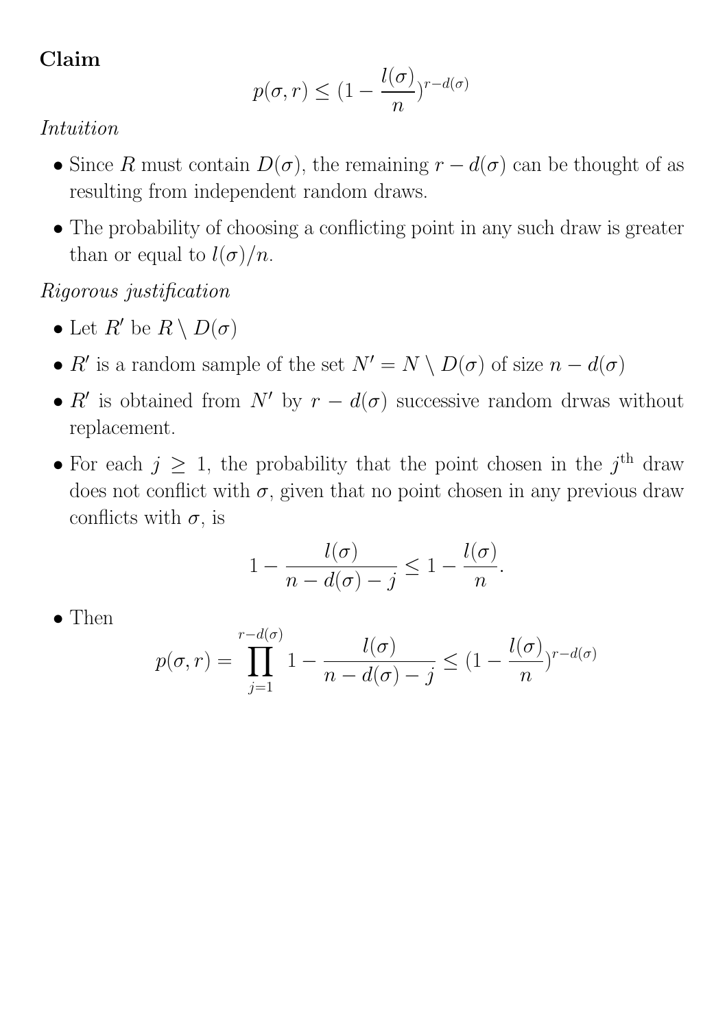**Claim**

$$p(\sigma, r) \leq (1 - \frac{l(\sigma)}{n})^{r-d(\sigma)}$$

*Intuition*

- Since $R$ must contain $D(\sigma)$, the remaining $r - d(\sigma)$ can be thought of as resulting from independent random draws.
- The probability of choosing a conflicting point in any such draw is greater than or equal to $l(\sigma)/n$.

*Rigorous justification*

- Let $R'$ be $R \setminus D(\sigma)$
- $R'$ is a random sample of the set $N' = N \setminus D(\sigma)$ of size $n - d(\sigma)$
- $R'$ is obtained from $N'$ by $r - d(\sigma)$ successive random drwas without replacement.
- For each $j \geq 1$, the probability that the point chosen in the $j^{\text{th}}$ draw does not conflict with $\sigma$, given that no point chosen in any previous draw conflicts with $\sigma$, is

$$1 - \frac{l(\sigma)}{n - d(\sigma) - j} \leq 1 - \frac{l(\sigma)}{n}.$$

- Then

$$p(\sigma, r) = \prod_{j=1}^{r-d(\sigma)} 1 - \frac{l(\sigma)}{n - d(\sigma) - j} \leq (1 - \frac{l(\sigma)}{n})^{r-d(\sigma)}$$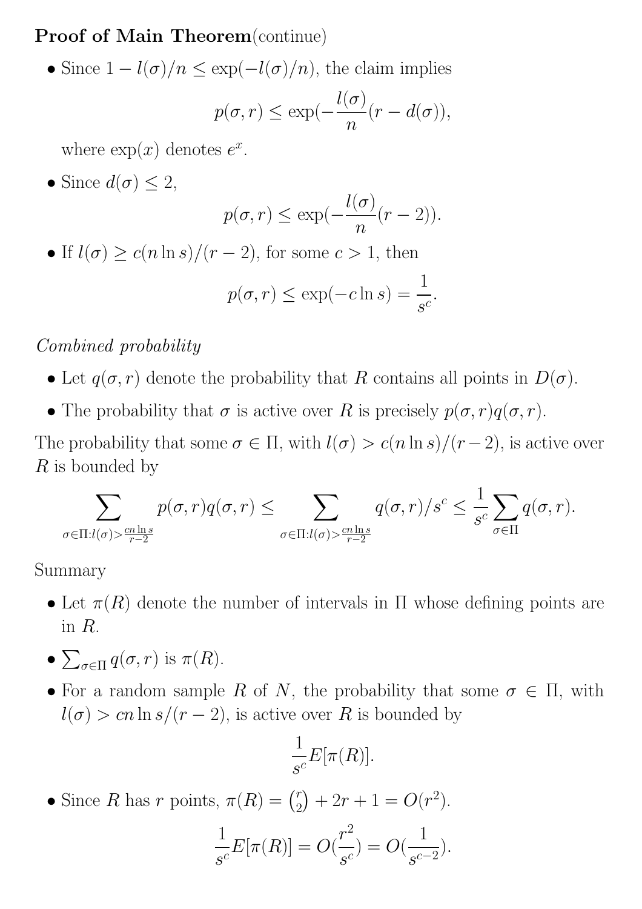**Proof of Main Theorem**(continue)

- Since $1 - l(\sigma)/n \leq \exp(-l(\sigma)/n)$, the claim implies

$$p(\sigma, r) \leq \exp(-\frac{l(\sigma)}{n}(r - d(\sigma)),$$

  where $\exp(x)$ denotes $e^x$.

- Since $d(\sigma) \leq 2$,

$$p(\sigma, r) \leq \exp(-\frac{l(\sigma)}{n}(r - 2)).$$

- If $l(\sigma) \geq c(n \ln s)/(r-2)$, for some $c > 1$, then

$$p(\sigma, r) \leq \exp(-c \ln s) = \frac{1}{s^c}.$$

*Combined probability*

- Let $q(\sigma, r)$ denote the probability that $R$ contains all points in $D(\sigma)$.
- The probability that $\sigma$ is active over $R$ is precisely $p(\sigma, r)q(\sigma, r)$.

The probability that some $\sigma \in \Pi$, with $l(\sigma) > c(n \ln s)/(r-2)$, is active over $R$ is bounded by

$$\sum_{\sigma \in \Pi : l(\sigma) > \frac{cn \ln s}{r-2}} p(\sigma, r)q(\sigma, r) \leq \sum_{\sigma \in \Pi : l(\sigma) > \frac{cn \ln s}{r-2}} q(\sigma, r)/s^c \leq \frac{1}{s^c} \sum_{\sigma \in \Pi} q(\sigma, r).$$

Summary

- Let $\pi(R)$ denote the number of intervals in $\Pi$ whose defining points are in $R$.
- $\sum_{\sigma \in \Pi} q(\sigma, r)$ is $\pi(R)$.
- For a random sample $R$ of $N$, the probability that some $\sigma \in \Pi$, with $l(\sigma) > cn \ln s/(r-2)$, is active over $R$ is bounded by

$$\frac{1}{s^c} E[\pi(R)].$$

- Since $R$ has $r$ points, $\pi(R) = \binom{r}{2} + 2r + 1 = O(r^2)$.

$$\frac{1}{s^c} E[\pi(R)] = O(\frac{r^2}{s^c}) = O(\frac{1}{s^{c-2}}).$$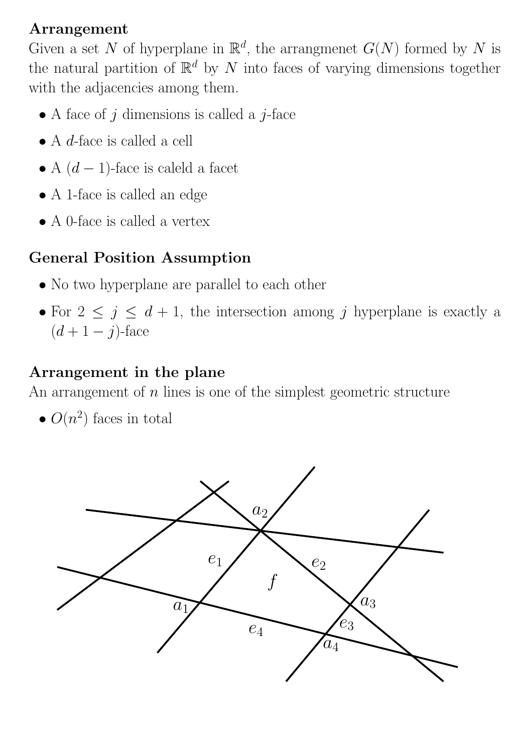**Arrangement**

Given a set $N$ of hyperplane in $\mathbb{R}^d$, the arrangmenet $G(N)$ formed by $N$ is the natural partition of $\mathbb{R}^d$ by $N$ into faces of varying dimensions together with the adjacencies among them.

- A face of $j$ dimensions is called a $j$-face
- A $d$-face is called a cell
- A $(d-1)$-face is caleld a facet
- A 1-face is called an edge
- A 0-face is called a vertex

**General Position Assumption**

- No two hyperplane are parallel to each other
- For $2 \leq j \leq d+1$, the intersection among $j$ hyperplane is exactly a $(d+1-j)$-face

**Arrangement in the plane**

An arrangement of $n$ lines is one of the simplest geometric structure

- $O(n^2)$ faces in total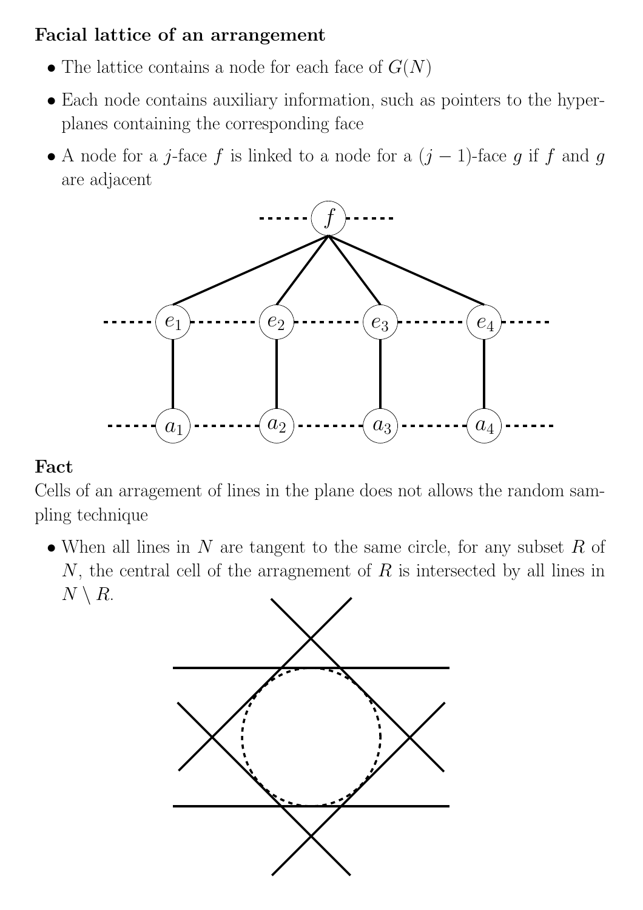**Facial lattice of an arrangement**

- The lattice contains a node for each face of $G(N)$
- Each node contains auxiliary information, such as pointers to the hyperplanes containing the corresponding face
- A node for a $j$-face $f$ is linked to a node for a $(j-1)$-face $g$ if $f$ and $g$ are adjacent

**Fact**

Cells of an arragement of lines in the plane does not allows the random sampling technique

- When all lines in $N$ are tangent to the same circle, for any subset $R$ of $N$, the central cell of the arragnement of $R$ is intersected by all lines in $N \setminus R$.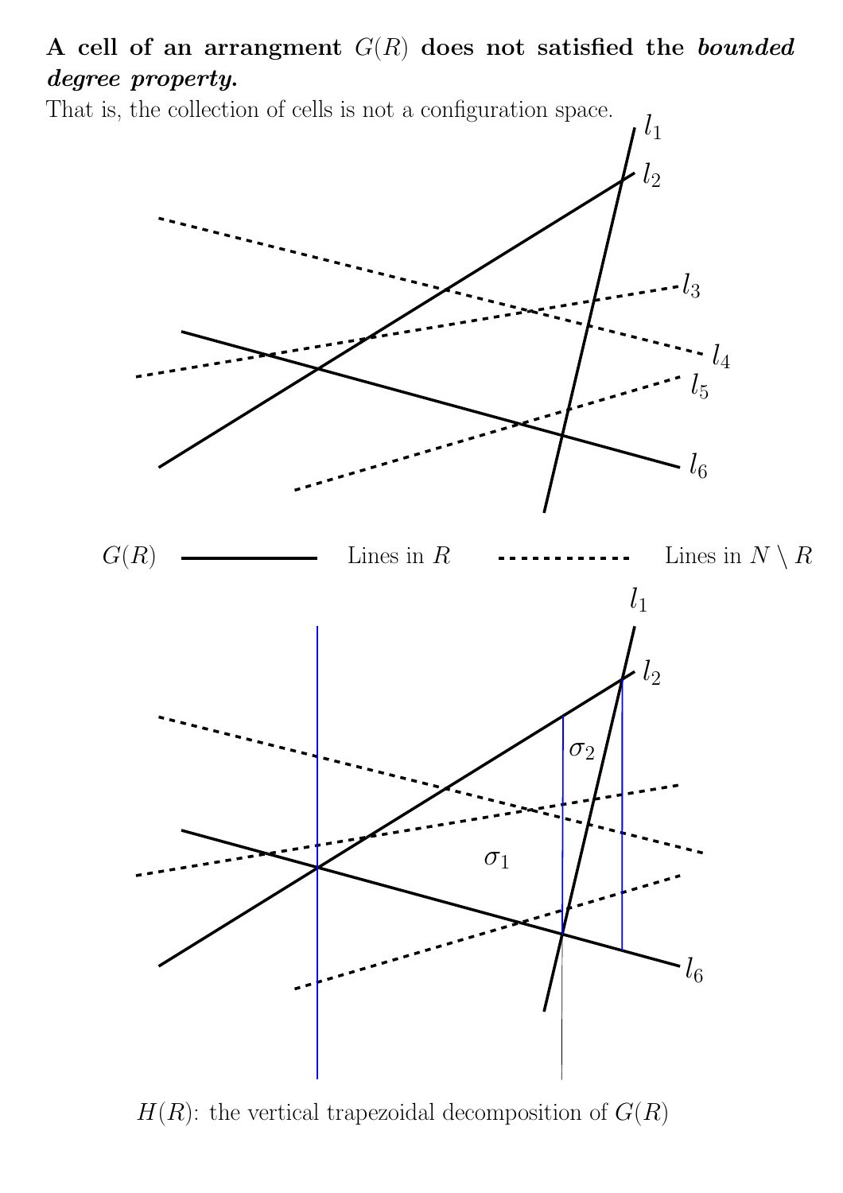**A cell of an arrangment $G(R)$ does not satisfied the *bounded degree property.***

That is, the collection of cells is not a configuration space.

$l_1$ $l_2$ $l_3$ $l_4$ $l_5$ $l_6$

$G(R)$ Lines in $R$ Lines in $N \setminus R$

$l_1$ $l_2$ $\sigma_2$ $\sigma_1$ $l_6$

$H(R)$: the vertical trapezoidal decomposition of $G(R)$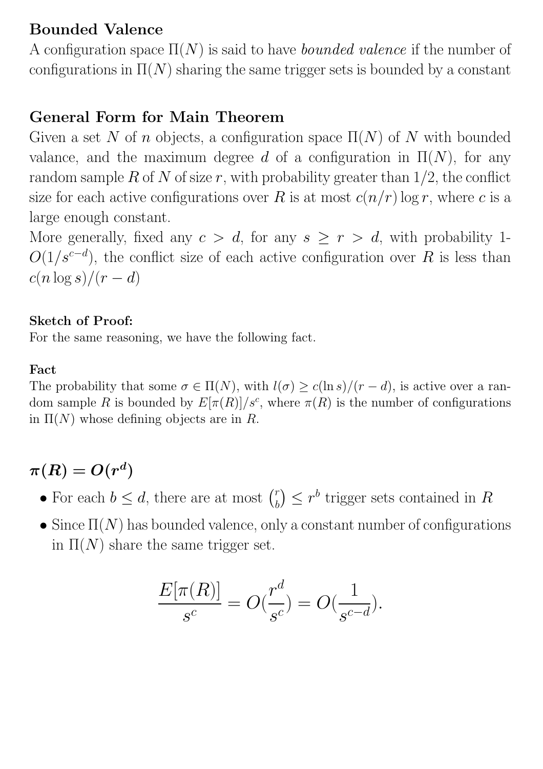## Bounded Valence

A configuration space $\Pi(N)$ is said to have *bounded valence* if the number of configurations in $\Pi(N)$ sharing the same trigger sets is bounded by a constant

## General Form for Main Theorem

Given a set $N$ of $n$ objects, a configuration space $\Pi(N)$ of $N$ with bounded valance, and the maximum degree $d$ of a configuration in $\Pi(N)$, for any random sample $R$ of $N$ of size $r$, with probability greater than $1/2$, the conflict size for each active configurations over $R$ is at most $c(n/r)\log r$, where $c$ is a large enough constant.

More generally, fixed any $c > d$, for any $s \geq r > d$, with probability $1 - O(1/s^{c-d})$, the conflict size of each active configuration over $R$ is less than $c(n \log s)/(r - d)$

#### Sketch of Proof:

For the same reasoning, we have the following fact.

#### Fact

The probability that some $\sigma \in \Pi(N)$, with $l(\sigma) \geq c(\ln s)/(r - d)$, is active over a random sample $R$ is bounded by $E[\pi(R)]/s^c$, where $\pi(R)$ is the number of configurations in $\Pi(N)$ whose defining objects are in $R$.

## $\pi(R) = O(r^d)$

- For each $b \leq d$, there are at most $\binom{r}{b} \leq r^b$ trigger sets contained in $R$
- Since $\Pi(N)$ has bounded valence, only a constant number of configurations in $\Pi(N)$ share the same trigger set.

$$\frac{E[\pi(R)]}{s^c} = O(\frac{r^d}{s^c}) = O(\frac{1}{s^{c-d}}).$$